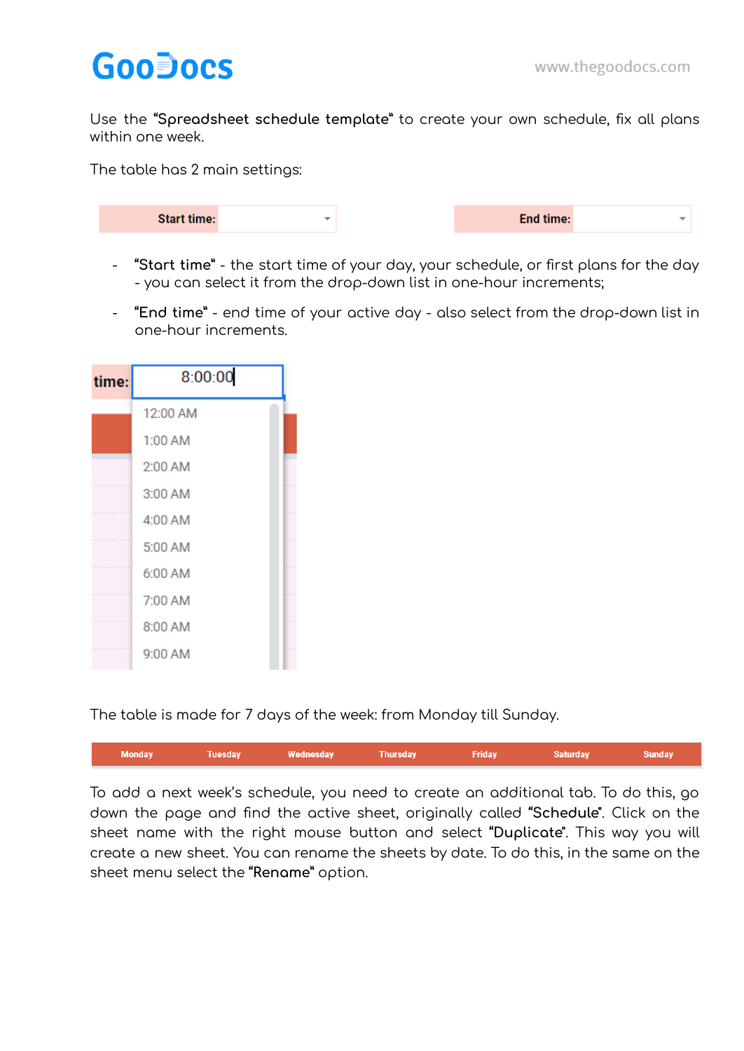Use the **"Spreadsheet schedule template"** to create your own schedule, fix all plans within one week.

The table has 2 main settings:

| Start time: | |
|---|---|

| End time: | |
|---|---|

- **"Start time"** - the start time of your day, your schedule, or first plans for the day - you can select it from the drop-down list in one-hour increments;
- **"End time"** - end time of your active day - also select from the drop-down list in one-hour increments.

| time: | 8:00:00 |
|---|---|
| | 12:00 AM |
| | 1:00 AM |
| | 2:00 AM |
| | 3:00 AM |
| | 4:00 AM |
| | 5:00 AM |
| | 6:00 AM |
| | 7:00 AM |
| | 8:00 AM |
| | 9:00 AM |

The table is made for 7 days of the week: from Monday till Sunday.

| Monday | Tuesday | Wednesday | Thursday | Friday | Saturday | Sunday |
|---|---|---|---|---|---|---|

To add a next week's schedule, you need to create an additional tab. To do this, go down the page and find the active sheet, originally called **"Schedule"**. Click on the sheet name with the right mouse button and select **"Duplicate"**. This way you will create a new sheet. You can rename the sheets by date. To do this, in the same on the sheet menu select the **"Rename"** option.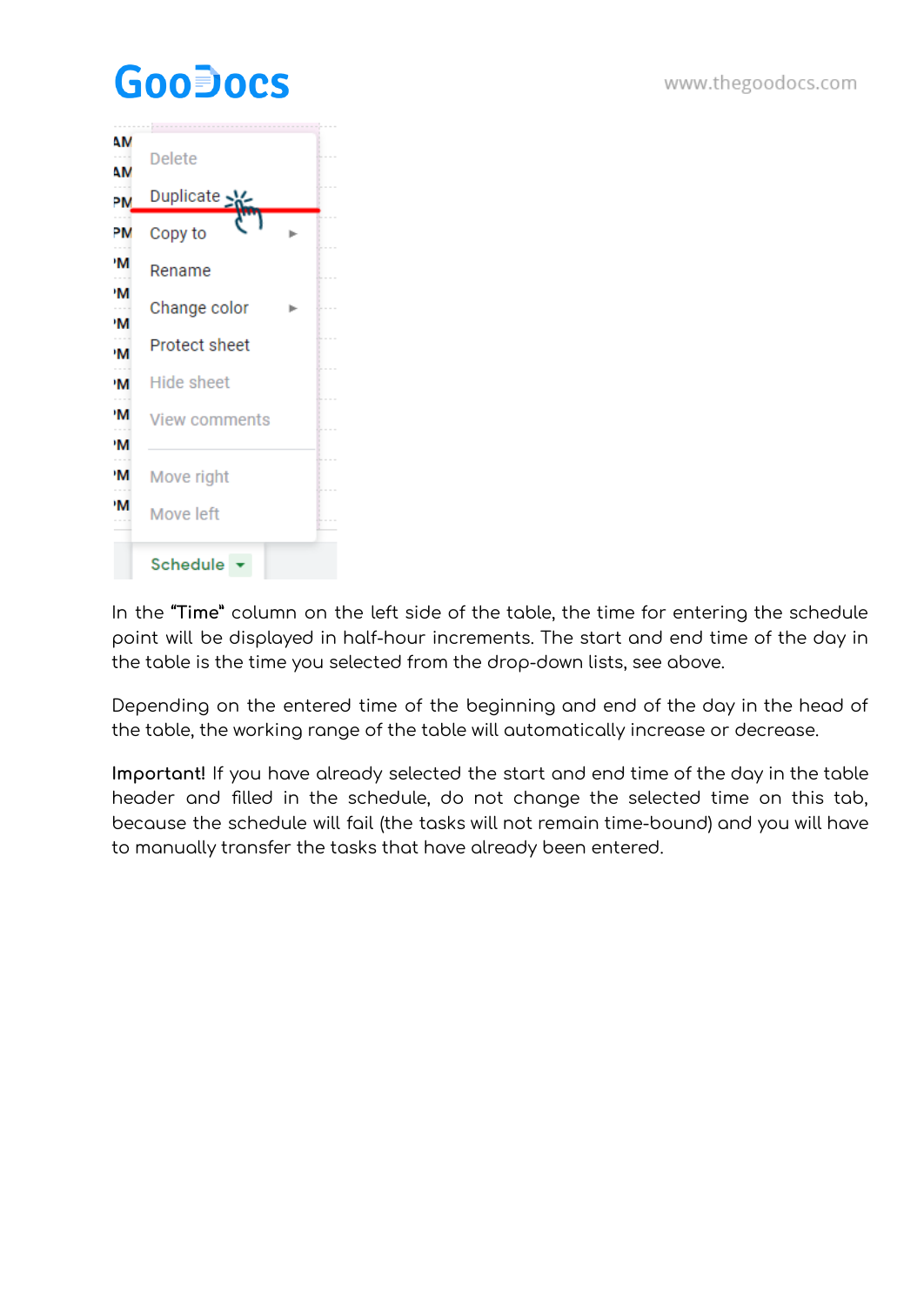In the **"Time"** column on the left side of the table, the time for entering the schedule point will be displayed in half-hour increments. The start and end time of the day in the table is the time you selected from the drop-down lists, see above.

Depending on the entered time of the beginning and end of the day in the head of the table, the working range of the table will automatically increase or decrease.

**Important!** If you have already selected the start and end time of the day in the table header and filled in the schedule, do not change the selected time on this tab, because the schedule will fail (the tasks will not remain time-bound) and you will have to manually transfer the tasks that have already been entered.